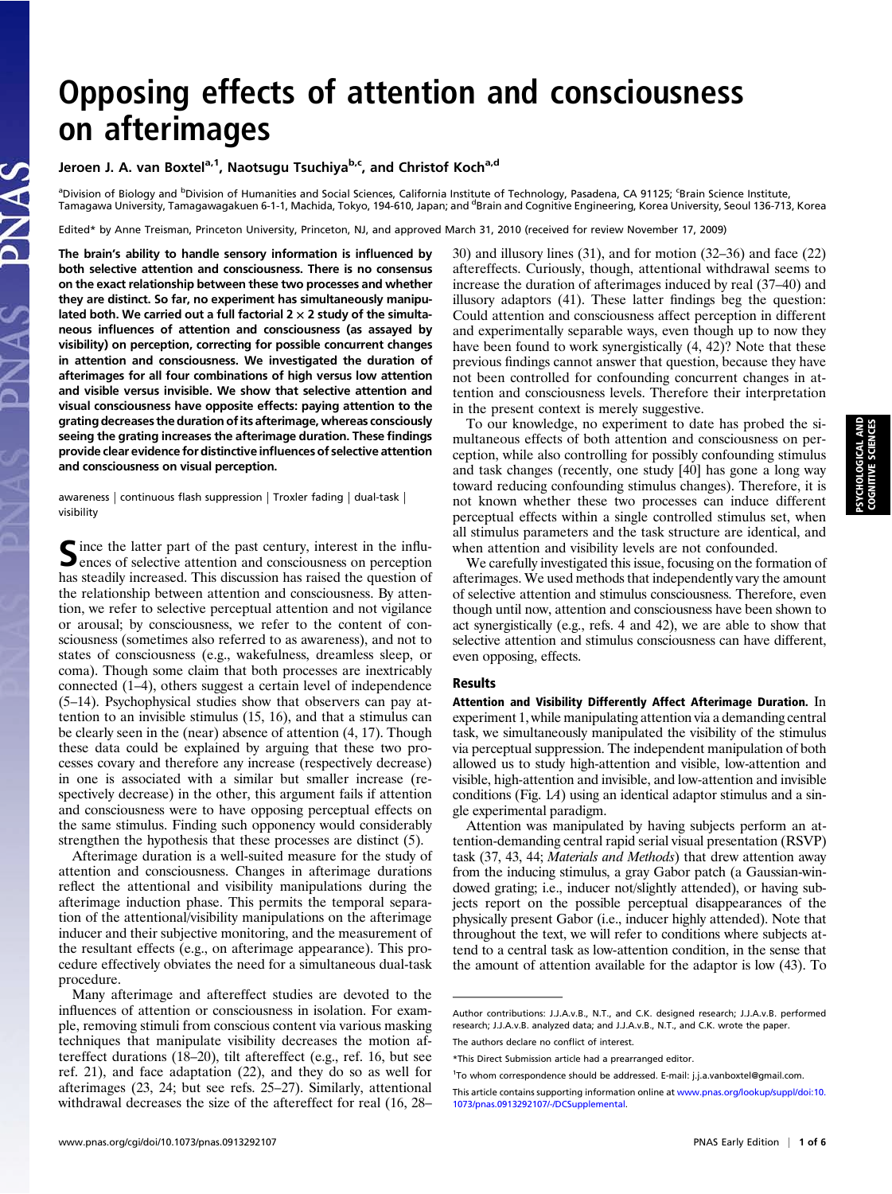# Opposing effects of attention and consciousness on afterimages

**Jeroen J. A. van Boxtel[a,1], Naotsugu Tsuchiya[b,c], and Christof Koch[a,d]**

[a]Division of Biology and [b]Division of Humanities and Social Sciences, California Institute of Technology, Pasadena, CA 91125; [c]Brain Science Institute, Tamagawa University, Tamagawagakuen 6-1-1, Machida, Tokyo, 194-610, Japan; and [d]Brain and Cognitive Engineering, Korea University, Seoul 136-713, Korea

Edited* by Anne Treisman, Princeton University, Princeton, NJ, and approved March 31, 2010 (received for review November 17, 2009)

**The brain's ability to handle sensory information is influenced by both selective attention and consciousness. There is no consensus on the exact relationship between these two processes and whether they are distinct. So far, no experiment has simultaneously manipulated both. We carried out a full factorial 2 × 2 study of the simultaneous influences of attention and consciousness (as assayed by visibility) on perception, correcting for possible concurrent changes in attention and consciousness. We investigated the duration of afterimages for all four combinations of high versus low attention and visible versus invisible. We show that selective attention and visual consciousness have opposite effects: paying attention to the grating decreases the duration of its afterimage, whereas consciously seeing the grating increases the afterimage duration. These findings provide clear evidence for distinctive influences of selective attention and consciousness on visual perception.**

awareness | continuous flash suppression | Troxler fading | dual-task | visibility

Since the latter part of the past century, interest in the influences of selective attention and consciousness on perception has steadily increased. This discussion has raised the question of the relationship between attention and consciousness. By attention, we refer to selective perceptual attention and not vigilance or arousal; by consciousness, we refer to the content of consciousness (sometimes also referred to as awareness), and not to states of consciousness (e.g., wakefulness, dreamless sleep, or coma). Though some claim that both processes are inextricably connected (1–4), others suggest a certain level of independence (5–14). Psychophysical studies show that observers can pay attention to an invisible stimulus (15, 16), and that a stimulus can be clearly seen in the (near) absence of attention (4, 17). Though these data could be explained by arguing that these two processes covary and therefore any increase (respectively decrease) in one is associated with a similar but smaller increase (respectively decrease) in the other, this argument fails if attention and consciousness were to have opposing perceptual effects on the same stimulus. Finding such opponency would considerably strengthen the hypothesis that these processes are distinct (5).

Afterimage duration is a well-suited measure for the study of attention and consciousness. Changes in afterimage durations reflect the attentional and visibility manipulations during the afterimage induction phase. This permits the temporal separation of the attentional/visibility manipulations on the afterimage inducer and their subjective monitoring, and the measurement of the resultant effects (e.g., on afterimage appearance). This procedure effectively obviates the need for a simultaneous dual-task procedure.

Many afterimage and aftereffect studies are devoted to the influences of attention or consciousness in isolation. For example, removing stimuli from conscious content via various masking techniques that manipulate visibility decreases the motion aftereffect durations (18–20), tilt aftereffect (e.g., ref. 16, but see ref. 21), and face adaptation (22), and they do so as well for afterimages (23, 24; but see refs. 25–27). Similarly, attentional withdrawal decreases the size of the aftereffect for real (16, 28–30) and illusory lines (31), and for motion (32–36) and face (22) aftereffects. Curiously, though, attentional withdrawal seems to increase the duration of afterimages induced by real (37–40) and illusory adaptors (41). These latter findings beg the question: Could attention and consciousness affect perception in different and experimentally separable ways, even though up to now they have been found to work synergistically (4, 42)? Note that these previous findings cannot answer that question, because they have not been controlled for confounding concurrent changes in attention and consciousness levels. Therefore their interpretation in the present context is merely suggestive.

To our knowledge, no experiment to date has probed the simultaneous effects of both attention and consciousness on perception, while also controlling for possibly confounding stimulus and task changes (recently, one study [40] has gone a long way toward reducing confounding stimulus changes). Therefore, it is not known whether these two processes can induce different perceptual effects within a single controlled stimulus set, when all stimulus parameters and the task structure are identical, and when attention and visibility levels are not confounded.

We carefully investigated this issue, focusing on the formation of afterimages. We used methods that independently vary the amount of selective attention and stimulus consciousness. Therefore, even though until now, attention and consciousness have been shown to act synergistically (e.g., refs. 4 and 42), we are able to show that selective attention and stimulus consciousness can have different, even opposing, effects.

## Results

**Attention and Visibility Differently Affect Afterimage Duration.** In experiment 1, while manipulating attention via a demanding central task, we simultaneously manipulated the visibility of the stimulus via perceptual suppression. The independent manipulation of both allowed us to study high-attention and visible, low-attention and visible, high-attention and invisible, and low-attention and invisible conditions (Fig. 1*A*) using an identical adaptor stimulus and a single experimental paradigm.

Attention was manipulated by having subjects perform an attention-demanding central rapid serial visual presentation (RSVP) task (37, 43, 44; *Materials and Methods*) that drew attention away from the inducing stimulus, a gray Gabor patch (a Gaussian-windowed grating; i.e., inducer not/slightly attended), or having subjects report on the possible perceptual disappearances of the physically present Gabor (i.e., inducer highly attended). Note that throughout the text, we will refer to conditions where subjects attend to a central task as low-attention condition, in the sense that the amount of attention available for the adaptor is low (43). To

---

Author contributions: J.J.A.v.B., N.T., and C.K. designed research; J.J.A.v.B. performed research; J.J.A.v.B. analyzed data; and J.J.A.v.B., N.T., and C.K. wrote the paper.

The authors declare no conflict of interest.

*This Direct Submission article had a prearranged editor.

[1]To whom correspondence should be addressed. E-mail: j.j.a.vanboxtel@gmail.com.

This article contains supporting information online at www.pnas.org/lookup/suppl/doi:10.1073/pnas.0913292107/-/DCSupplemental.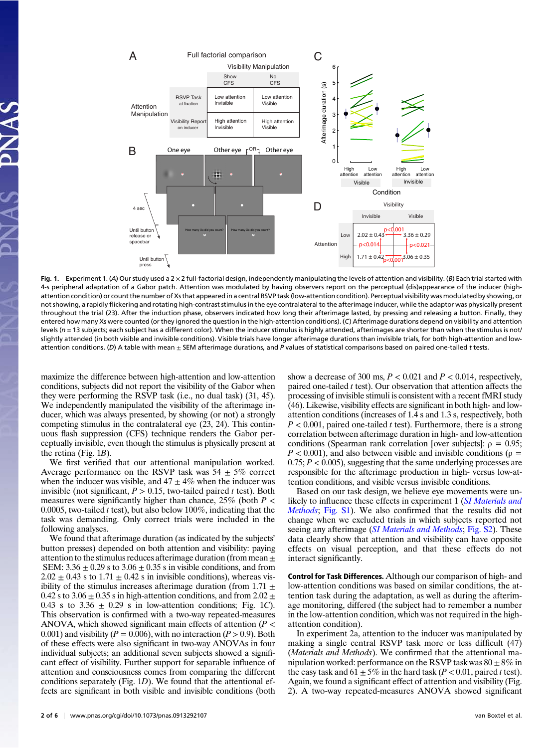**Fig. 1.** Experiment 1. (*A*) Our study used a 2 × 2 full-factorial design, independently manipulating the levels of attention and visibility. (*B*) Each trial started with 4-s peripheral adaptation of a Gabor patch. Attention was modulated by having observers report on the perceptual (dis)appearance of the inducer (high-attention condition) or count the number of Xs that appeared in a central RSVP task (low-attention condition). Perceptual visibility was modulated by showing, or not showing, a rapidly flickering and rotating high-contrast stimulus in the eye contralateral to the afterimage inducer, while the adaptor was physically present throughout the trial (23). After the induction phase, observers indicated how long their afterimage lasted, by pressing and releasing a button. Finally, they entered how many Xs were counted (or they ignored the question in the high-attention conditions). (*C*) Afterimage durations depend on visibility and attention levels ($n$ = 13 subjects; each subject has a different color). When the inducer stimulus is highly attended, afterimages are shorter than when the stimulus is not/slightly attended (in both visible and invisible conditions). Visible trials have longer afterimage durations than invisible trials, for both high-attention and low-attention conditions. (*D*) A table with mean ± SEM afterimage durations, and *P* values of statistical comparisons based on paired one-tailed *t* tests.

maximize the difference between high-attention and low-attention conditions, subjects did not report the visibility of the Gabor when they were performing the RSVP task (i.e., no dual task) (31, 45). We independently manipulated the visibility of the afterimage inducer, which was always presented, by showing (or not) a strongly competing stimulus in the contralateral eye (23, 24). This continuous flash suppression (CFS) technique renders the Gabor perceptually invisible, even though the stimulus is physically present at the retina (Fig. 1*B*).

We first verified that our attentional manipulation worked. Average performance on the RSVP task was 54 ± 5% correct when the inducer was visible, and 47 ± 4% when the inducer was invisible (not significant, $P > 0.15$, two-tailed paired *t* test). Both measures were significantly higher than chance, 25% (both $P < 0.0005$, two-tailed *t* test), but also below 100%, indicating that the task was demanding. Only correct trials were included in the following analyses.

We found that afterimage duration (as indicated by the subjects' button presses) depended on both attention and visibility: paying attention to the stimulus reduces afterimage duration (from mean ± SEM: 3.36 ± 0.29 s to 3.06 ± 0.35 s in visible conditions, and from 2.02 ± 0.43 s to 1.71 ± 0.42 s in invisible conditions), whereas visibility of the stimulus increases afterimage duration (from 1.71 ± 0.42 s to 3.06 ± 0.35 s in high-attention conditions, and from 2.02 ± 0.43 s to 3.36 ± 0.29 s in low-attention conditions; Fig. 1*C*). This observation is confirmed with a two-way repeated-measures ANOVA, which showed significant main effects of attention ($P < 0.001$) and visibility ($P = 0.006$), with no interaction ($P > 0.9$). Both of these effects were also significant in two-way ANOVAs in four individual subjects; an additional seven subjects showed a significant effect of visibility. Further support for separable influence of attention and consciousness comes from comparing the different conditions separately (Fig. 1*D*). We found that the attentional effects are significant in both visible and invisible conditions (both show a decrease of 300 ms, $P < 0.021$ and $P < 0.014$, respectively, paired one-tailed *t* test). Our observation that attention affects the processing of invisible stimuli is consistent with a recent fMRI study (46). Likewise, visibility effects are significant in both high- and low-attention conditions (increases of 1.4 s and 1.3 s, respectively, both $P < 0.001$, paired one-tailed *t* test). Furthermore, there is a strong correlation between afterimage duration in high- and low-attention conditions (Spearman rank correlation [over subjects]: $\rho = 0.95$; $P < 0.001$), and also between visible and invisible conditions ($\rho = 0.75$; $P < 0.005$), suggesting that the same underlying processes are responsible for the afterimage production in high- versus low-attention conditions, and visible versus invisible conditions.

Based on our task design, we believe eye movements were unlikely to influence these effects in experiment 1 (*SI Materials and Methods*; Fig. S1). We also confirmed that the results did not change when we excluded trials in which subjects reported not seeing any afterimage (*SI Materials and Methods*; Fig. S2). These data clearly show that attention and visibility can have opposite effects on visual perception, and that these effects do not interact significantly.

**Control for Task Differences.** Although our comparison of high- and low-attention conditions was based on similar conditions, the attention task during the adaptation, as well as during the afterimage monitoring, differed (the subject had to remember a number in the low-attention condition, which was not required in the high-attention condition).

In experiment 2a, attention to the inducer was manipulated by making a single central RSVP task more or less difficult (47) (*Materials and Methods*). We confirmed that the attentional manipulation worked: performance on the RSVP task was 80 ± 8% in the easy task and 61 ± 5% in the hard task ($P < 0.01$, paired *t* test). Again, we found a significant effect of attention and visibility (Fig. 2). A two-way repeated-measures ANOVA showed significant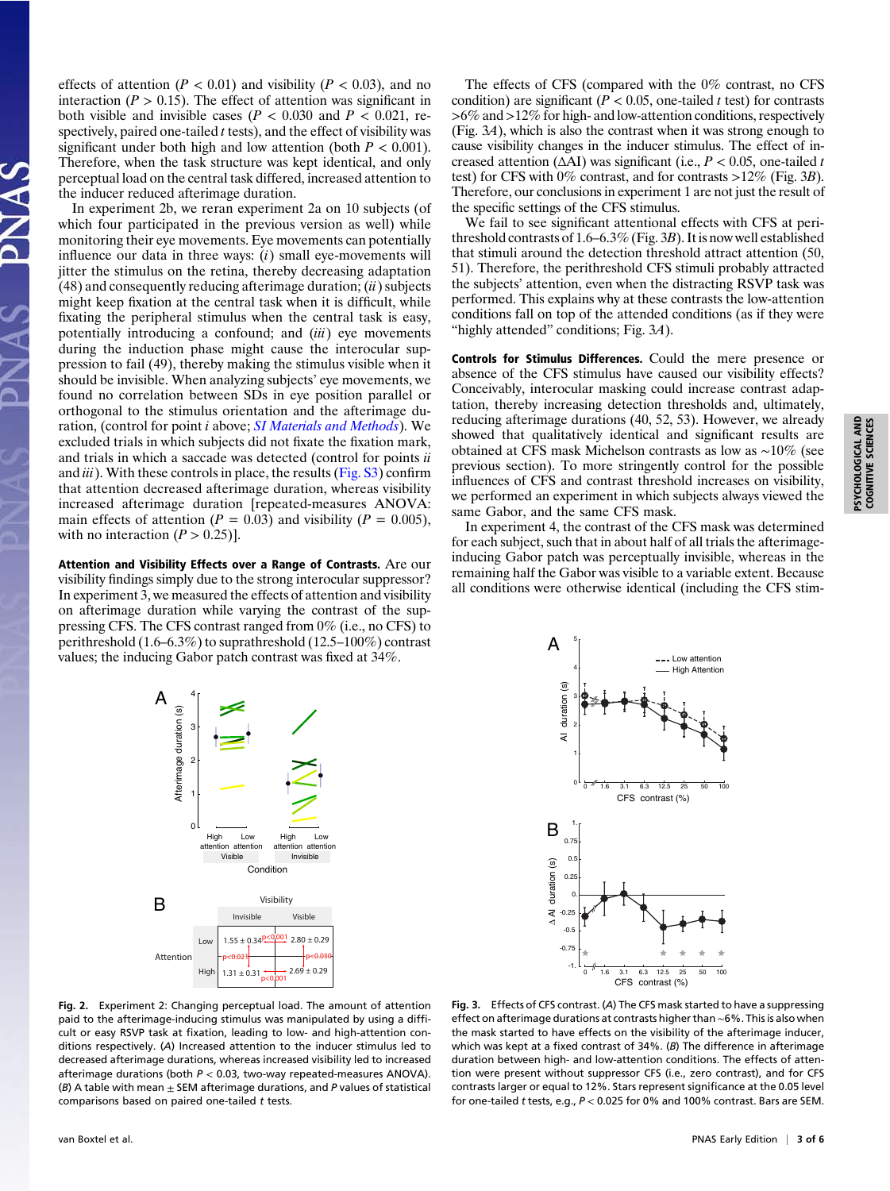effects of attention ($P < 0.01$) and visibility ($P < 0.03$), and no interaction ($P > 0.15$). The effect of attention was significant in both visible and invisible cases ($P < 0.030$ and $P < 0.021$, respectively, paired one-tailed $t$ tests), and the effect of visibility was significant under both high and low attention (both $P < 0.001$). Therefore, when the task structure was kept identical, and only perceptual load on the central task differed, increased attention to the inducer reduced afterimage duration.

In experiment 2b, we reran experiment 2a on 10 subjects (of which four participated in the previous version as well) while monitoring their eye movements. Eye movements can potentially influence our data in three ways: (*i*) small eye-movements will jitter the stimulus on the retina, thereby decreasing adaptation (48) and consequently reducing afterimage duration; (*ii*) subjects might keep fixation at the central task when it is difficult, while fixating the peripheral stimulus when the central task is easy, potentially introducing a confound; and (*iii*) eye movements during the induction phase might cause the interocular suppression to fail (49), thereby making the stimulus visible when it should be invisible. When analyzing subjects' eye movements, we found no correlation between SDs in eye position parallel or orthogonal to the stimulus orientation and the afterimage duration, (control for point *i* above; *SI Materials and Methods*). We excluded trials in which subjects did not fixate the fixation mark, and trials in which a saccade was detected (control for points *ii* and *iii*). With these controls in place, the results (Fig. S3) confirm that attention decreased afterimage duration, whereas visibility increased afterimage duration [repeated-measures ANOVA: main effects of attention ($P = 0.03$) and visibility ($P = 0.005$), with no interaction ($P > 0.25$)].

**Attention and Visibility Effects over a Range of Contrasts.** Are our visibility findings simply due to the strong interocular suppressor? In experiment 3, we measured the effects of attention and visibility on afterimage duration while varying the contrast of the suppressing CFS. The CFS contrast ranged from 0% (i.e., no CFS) to perithreshold (1.6–6.3%) to suprathreshold (12.5–100%) contrast values; the inducing Gabor patch contrast was fixed at 34%.

The effects of CFS (compared with the 0% contrast, no CFS condition) are significant ($P < 0.05$, one-tailed $t$ test) for contrasts >6% and >12% for high- and low-attention conditions, respectively (Fig. 3*A*), which is also the contrast when it was strong enough to cause visibility changes in the inducer stimulus. The effect of increased attention ($\Delta$AI) was significant (i.e., $P < 0.05$, one-tailed $t$ test) for CFS with 0% contrast, and for contrasts >12% (Fig. 3*B*). Therefore, our conclusions in experiment 1 are not just the result of the specific settings of the CFS stimulus.

We fail to see significant attentional effects with CFS at perithreshold contrasts of 1.6–6.3% (Fig. 3*B*). It is now well established that stimuli around the detection threshold attract attention (50, 51). Therefore, the perithreshold CFS stimuli probably attracted the subjects' attention, even when the distracting RSVP task was performed. This explains why at these contrasts the low-attention conditions fall on top of the attended conditions (as if they were "highly attended" conditions; Fig. 3*A*).

**Controls for Stimulus Differences.** Could the mere presence or absence of the CFS stimulus have caused our visibility effects? Conceivably, interocular masking could increase contrast adaptation, thereby increasing detection thresholds and, ultimately, reducing afterimage durations (40, 52, 53). However, we already showed that qualitatively identical and significant results are obtained at CFS mask Michelson contrasts as low as ~10% (see previous section). To more stringently control for the possible influences of CFS and contrast threshold increases on visibility, we performed an experiment in which subjects always viewed the same Gabor, and the same CFS mask.

In experiment 4, the contrast of the CFS mask was determined for each subject, such that in about half of all trials the afterimage-inducing Gabor patch was perceptually invisible, whereas in the remaining half the Gabor was visible to a variable extent. Because all conditions were otherwise identical (including the CFS stim-

| | | Visibility | |
|---|---|---|---|
| | | Invisible | Visible |
| Attention | Low | 1.55 ± 0.34 | 2.80 ± 0.29 |
| | High | 1.31 ± 0.31 | 2.69 ± 0.29 |

**Fig. 2.** Experiment 2: Changing perceptual load. The amount of attention paid to the afterimage-inducing stimulus was manipulated by using a difficult or easy RSVP task at fixation, leading to low- and high-attention conditions respectively. (*A*) Increased attention to the inducer stimulus led to decreased afterimage durations, whereas increased visibility led to increased afterimage durations (both $P < 0.03$, two-way repeated-measures ANOVA). (*B*) A table with mean ± SEM afterimage durations, and $P$ values of statistical comparisons based on paired one-tailed $t$ tests.

**Fig. 3.** Effects of CFS contrast. (*A*) The CFS mask started to have a suppressing effect on afterimage durations at contrasts higher than ~6%. This is also when the mask started to have effects on the visibility of the afterimage inducer, which was kept at a fixed contrast of 34%. (*B*) The difference in afterimage duration between high- and low-attention conditions. The effects of attention were present without suppressor CFS (i.e., zero contrast), and for CFS contrasts larger or equal to 12%. Stars represent significance at the 0.05 level for one-tailed $t$ tests, e.g., $P < 0.025$ for 0% and 100% contrast. Bars are SEM.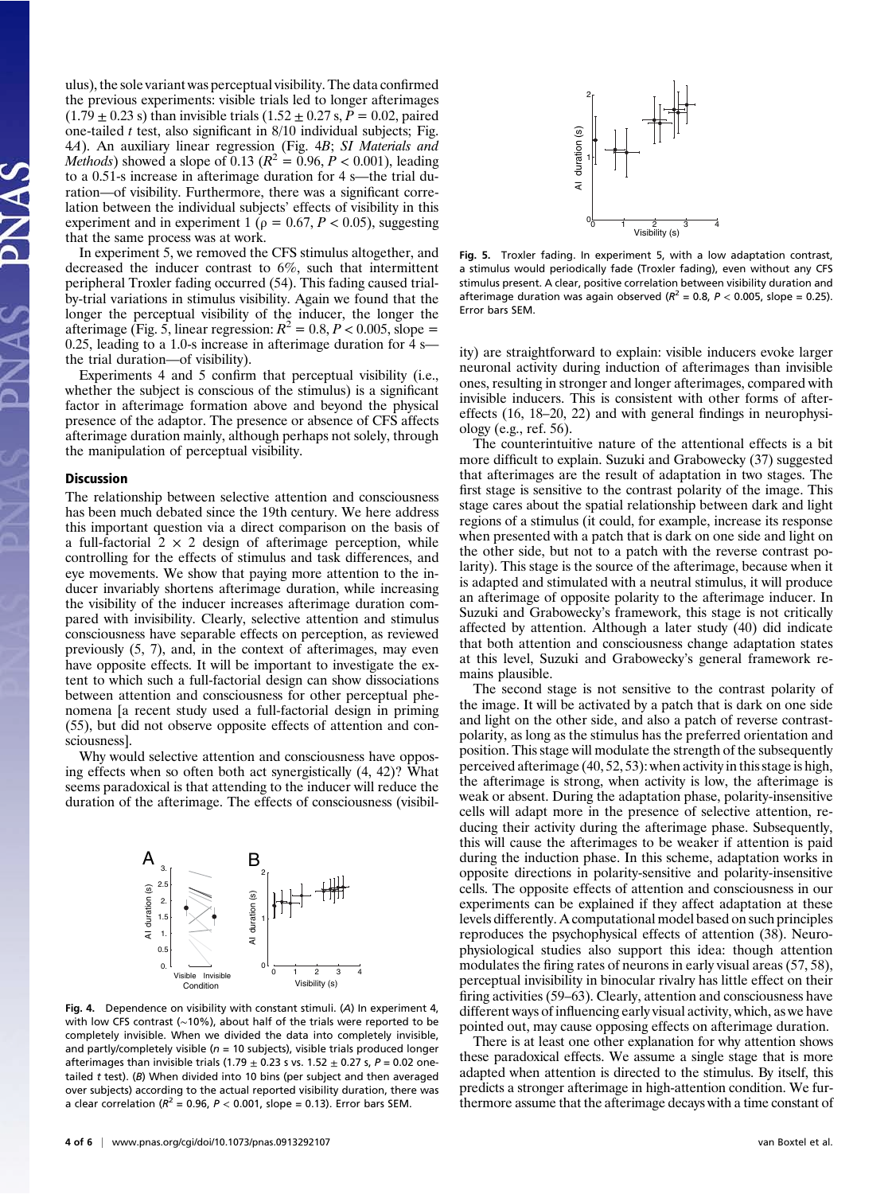ulus), the sole variant was perceptual visibility. The data confirmed the previous experiments: visible trials led to longer afterimages (1.79 ± 0.23 s) than invisible trials (1.52 ± 0.27 s, $P = 0.02$, paired one-tailed *t* test, also significant in 8/10 individual subjects; Fig. 4*A*). An auxiliary linear regression (Fig. 4*B*; *SI Materials and Methods*) showed a slope of 0.13 ($R^2 = 0.96$, $P < 0.001$), leading to a 0.51-s increase in afterimage duration for 4 s—the trial duration—of visibility. Furthermore, there was a significant correlation between the individual subjects' effects of visibility in this experiment and in experiment 1 ($\rho = 0.67$, $P < 0.05$), suggesting that the same process was at work.

In experiment 5, we removed the CFS stimulus altogether, and decreased the inducer contrast to 6%, such that intermittent peripheral Troxler fading occurred (54). This fading caused trial-by-trial variations in stimulus visibility. Again we found that the longer the perceptual visibility of the inducer, the longer the afterimage (Fig. 5, linear regression: $R^2 = 0.8$, $P < 0.005$, slope = 0.25, leading to a 1.0-s increase in afterimage duration for 4 s—the trial duration—of visibility).

Experiments 4 and 5 confirm that perceptual visibility (i.e., whether the subject is conscious of the stimulus) is a significant factor in afterimage formation above and beyond the physical presence of the adaptor. The presence or absence of CFS affects afterimage duration mainly, although perhaps not solely, through the manipulation of perceptual visibility.

## Discussion

The relationship between selective attention and consciousness has been much debated since the 19th century. We here address this important question via a direct comparison on the basis of a full-factorial $2 \times 2$ design of afterimage perception, while controlling for the effects of stimulus and task differences, and eye movements. We show that paying more attention to the inducer invariably shortens afterimage duration, while increasing the visibility of the inducer increases afterimage duration compared with invisibility. Clearly, selective attention and stimulus consciousness have separable effects on perception, as reviewed previously (5, 7), and, in the context of afterimages, may even have opposite effects. It will be important to investigate the extent to which such a full-factorial design can show dissociations between attention and consciousness for other perceptual phenomena [a recent study used a full-factorial design in priming (55), but did not observe opposite effects of attention and consciousness].

Why would selective attention and consciousness have opposing effects when so often both act synergistically (4, 42)? What seems paradoxical is that attending to the inducer will reduce the duration of the afterimage. The effects of consciousness (visibility) are straightforward to explain: visible inducers evoke larger neuronal activity during induction of afterimages than invisible ones, resulting in stronger and longer afterimages, compared with invisible inducers. This is consistent with other forms of aftereffects (16, 18–20, 22) and with general findings in neurophysiology (e.g., ref. 56).

**Fig. 4.** Dependence on visibility with constant stimuli. (*A*) In experiment 4, with low CFS contrast (∼10%), about half of the trials were reported to be completely invisible. When we divided the data into completely invisible, and partly/completely visible ($n = 10$ subjects), visible trials produced longer afterimages than invisible trials (1.79 ± 0.23 s vs. 1.52 ± 0.27 s, $P = 0.02$ one-tailed *t* test). (*B*) When divided into 10 bins (per subject and then averaged over subjects) according to the actual reported visibility duration, there was a clear correlation ($R^2 = 0.96$, $P < 0.001$, slope = 0.13). Error bars SEM.

**Fig. 5.** Troxler fading. In experiment 5, with a low adaptation contrast, a stimulus would periodically fade (Troxler fading), even without any CFS stimulus present. A clear, positive correlation between visibility duration and afterimage duration was again observed ($R^2 = 0.8$, $P < 0.005$, slope = 0.25). Error bars SEM.

The counterintuitive nature of the attentional effects is a bit more difficult to explain. Suzuki and Grabowecky (37) suggested that afterimages are the result of adaptation in two stages. The first stage is sensitive to the contrast polarity of the image. This stage cares about the spatial relationship between dark and light regions of a stimulus (it could, for example, increase its response when presented with a patch that is dark on one side and light on the other side, but not to a patch with the reverse contrast polarity). This stage is the source of the afterimage, because when it is adapted and stimulated with a neutral stimulus, it will produce an afterimage of opposite polarity to the afterimage inducer. In Suzuki and Grabowecky's framework, this stage is not critically affected by attention. Although a later study (40) did indicate that both attention and consciousness change adaptation states at this level, Suzuki and Grabowecky's general framework remains plausible.

The second stage is not sensitive to the contrast polarity of the image. It will be activated by a patch that is dark on one side and light on the other side, and also a patch of reverse contrast-polarity, as long as the stimulus has the preferred orientation and position. This stage will modulate the strength of the subsequently perceived afterimage (40, 52, 53): when activity in this stage is high, the afterimage is strong, when activity is low, the afterimage is weak or absent. During the adaptation phase, polarity-insensitive cells will adapt more in the presence of selective attention, reducing their activity during the afterimage phase. Subsequently, this will cause the afterimages to be weaker if attention is paid during the induction phase. In this scheme, adaptation works in opposite directions in polarity-sensitive and polarity-insensitive cells. The opposite effects of attention and consciousness in our experiments can be explained if they affect adaptation at these levels differently. A computational model based on such principles reproduces the psychophysical effects of attention (38). Neurophysiological studies also support this idea: though attention modulates the firing rates of neurons in early visual areas (57, 58), perceptual invisibility in binocular rivalry has little effect on their firing activities (59–63). Clearly, attention and consciousness have different ways of influencing early visual activity, which, as we have pointed out, may cause opposing effects on afterimage duration.

There is at least one other explanation for why attention shows these paradoxical effects. We assume a single stage that is more adapted when attention is directed to the stimulus. By itself, this predicts a stronger afterimage in high-attention condition. We furthermore assume that the afterimage decays with a time constant of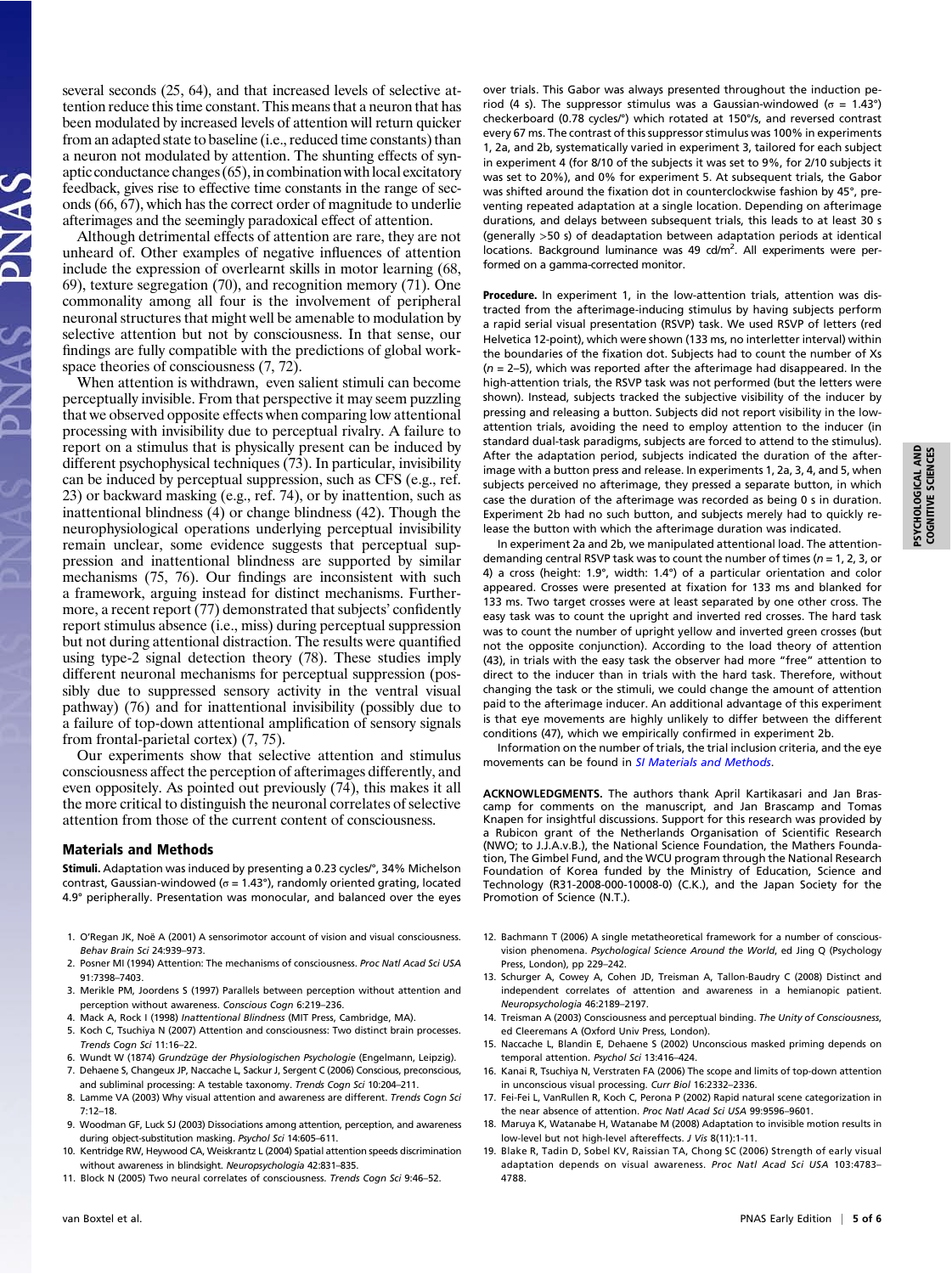several seconds (25, 64), and that increased levels of selective attention reduce this time constant. This means that a neuron that has been modulated by increased levels of attention will return quicker from an adapted state to baseline (i.e., reduced time constants) than a neuron not modulated by attention. The shunting effects of synaptic conductance changes (65), in combination with local excitatory feedback, gives rise to effective time constants in the range of seconds (66, 67), which has the correct order of magnitude to underlie afterimages and the seemingly paradoxical effect of attention.

Although detrimental effects of attention are rare, they are not unheard of. Other examples of negative influences of attention include the expression of overlearnt skills in motor learning (68, 69), texture segregation (70), and recognition memory (71). One commonality among all four is the involvement of peripheral neuronal structures that might well be amenable to modulation by selective attention but not by consciousness. In that sense, our findings are fully compatible with the predictions of global workspace theories of consciousness (7, 72).

When attention is withdrawn, even salient stimuli can become perceptually invisible. From that perspective it may seem puzzling that we observed opposite effects when comparing low attentional processing with invisibility due to perceptual rivalry. A failure to report on a stimulus that is physically present can be induced by different psychophysical techniques (73). In particular, invisibility can be induced by perceptual suppression, such as CFS (e.g., ref. 23) or backward masking (e.g., ref. 74), or by inattention, such as inattentional blindness (4) or change blindness (42). Though the neurophysiological operations underlying perceptual invisibility remain unclear, some evidence suggests that perceptual suppression and inattentional blindness are supported by similar mechanisms (75, 76). Our findings are inconsistent with such a framework, arguing instead for distinct mechanisms. Furthermore, a recent report (77) demonstrated that subjects' confidently report stimulus absence (i.e., miss) during perceptual suppression but not during attentional distraction. The results were quantified using type-2 signal detection theory (78). These studies imply different neuronal mechanisms for perceptual suppression (possibly due to suppressed sensory activity in the ventral visual pathway) (76) and for inattentional invisibility (possibly due to a failure of top-down attentional amplification of sensory signals from frontal-parietal cortex) (7, 75).

Our experiments show that selective attention and stimulus consciousness affect the perception of afterimages differently, and even oppositely. As pointed out previously (74), this makes it all the more critical to distinguish the neuronal correlates of selective attention from those of the current content of consciousness.

## Materials and Methods

**Stimuli.** Adaptation was induced by presenting a 0.23 cycles/°, 34% Michelson contrast, Gaussian-windowed ($\sigma$ = 1.43°), randomly oriented grating, located 4.9° peripherally. Presentation was monocular, and balanced over the eyes over trials. This Gabor was always presented throughout the induction period (4 s). The suppressor stimulus was a Gaussian-windowed ($\sigma$ = 1.43°) checkerboard (0.78 cycles/°) which rotated at 150°/s, and reversed contrast every 67 ms. The contrast of this suppressor stimulus was 100% in experiments 1, 2a, and 2b, systematically varied in experiment 3, tailored for each subject in experiment 4 (for 8/10 of the subjects it was set to 9%, for 2/10 subjects it was set to 20%), and 0% for experiment 5. At subsequent trials, the Gabor was shifted around the fixation dot in counterclockwise fashion by 45°, preventing repeated adaptation at a single location. Depending on afterimage durations, and delays between subsequent trials, this leads to at least 30 s (generally >50 s) of deadaptation between adaptation periods at identical locations. Background luminance was 49 cd/m². All experiments were performed on a gamma-corrected monitor.

**Procedure.** In experiment 1, in the low-attention trials, attention was distracted from the afterimage-inducing stimulus by having subjects perform a rapid serial visual presentation (RSVP) task. We used RSVP of letters (red Helvetica 12-point), which were shown (133 ms, no interletter interval) within the boundaries of the fixation dot. Subjects had to count the number of Xs ($n$ = 2–5), which was reported after the afterimage had disappeared. In the high-attention trials, the RSVP task was not performed (but the letters were shown). Instead, subjects tracked the subjective visibility of the inducer by pressing and releasing a button. Subjects did not report visibility in the low-attention trials, avoiding the need to employ attention to the inducer (in standard dual-task paradigms, subjects are forced to attend to the stimulus). After the adaptation period, subjects indicated the duration of the afterimage with a button press and release. In experiments 1, 2a, 3, 4, and 5, when subjects perceived no afterimage, they pressed a separate button, in which case the duration of the afterimage was recorded as being 0 s in duration. Experiment 2b had no such button, and subjects merely had to quickly release the button with which the afterimage duration was indicated.

In experiment 2a and 2b, we manipulated attentional load. The attention-demanding central RSVP task was to count the number of times ($n$ = 1, 2, 3, or 4) a cross (height: 1.9°, width: 1.4°) of a particular orientation and color appeared. Crosses were presented at fixation for 133 ms and blanked for 133 ms. Two target crosses were at least separated by one other cross. The easy task was to count the upright and inverted red crosses. The hard task was to count the number of upright yellow and inverted green crosses (but not the opposite conjunction). According to the load theory of attention (43), in trials with the easy task the observer had more "free" attention to direct to the inducer than in trials with the hard task. Therefore, without changing the task or the stimuli, we could change the amount of attention paid to the afterimage inducer. An additional advantage of this experiment is that eye movements are highly unlikely to differ between the different conditions (47), which we empirically confirmed in experiment 2b.

Information on the number of trials, the trial inclusion criteria, and the eye movements can be found in *SI Materials and Methods*.

**ACKNOWLEDGMENTS.** The authors thank April Kartikasari and Jan Brascamp for comments on the manuscript, and Jan Brascamp and Tomas Knapen for insightful discussions. Support for this research was provided by a Rubicon grant of the Netherlands Organisation of Scientific Research (NWO; to J.J.A.v.B.), the National Science Foundation, the Mathers Foundation, The Gimbel Fund, and the WCU program through the National Research Foundation of Korea funded by the Ministry of Education, Science and Technology (R31-2008-000-10008-0) (C.K.), and the Japan Society for the Promotion of Science (N.T.).

1. O'Regan JK, Noë A (2001) A sensorimotor account of vision and visual consciousness. *Behav Brain Sci* 24:939–973.
2. Posner MI (1994) Attention: The mechanisms of consciousness. *Proc Natl Acad Sci USA* 91:7398–7403.
3. Merikle PM, Joordens S (1997) Parallels between perception without attention and perception without awareness. *Conscious Cogn* 6:219–236.
4. Mack A, Rock I (1998) *Inattentional Blindness* (MIT Press, Cambridge, MA).
5. Koch C, Tsuchiya N (2007) Attention and consciousness: Two distinct brain processes. *Trends Cogn Sci* 11:16–22.
6. Wundt W (1874) *Grundzüge der Physiologischen Psychologie* (Engelmann, Leipzig).
7. Dehaene S, Changeux JP, Naccache L, Sackur J, Sergent C (2006) Conscious, preconscious, and subliminal processing: A testable taxonomy. *Trends Cogn Sci* 10:204–211.
8. Lamme VA (2003) Why visual attention and awareness are different. *Trends Cogn Sci* 7:12–18.
9. Woodman GF, Luck SJ (2003) Dissociations among attention, perception, and awareness during object-substitution masking. *Psychol Sci* 14:605–611.
10. Kentridge RW, Heywood CA, Weiskrantz L (2004) Spatial attention speeds discrimination without awareness in blindsight. *Neuropsychologia* 42:831–835.
11. Block N (2005) Two neural correlates of consciousness. *Trends Cogn Sci* 9:46–52.
12. Bachmann T (2006) A single metatheoretical framework for a number of conscious-vision phenomena. *Psychological Science Around the World*, ed Jing Q (Psychology Press, London), pp 229–242.
13. Schurger A, Cowey A, Cohen JD, Treisman A, Tallon-Baudry C (2008) Distinct and independent correlates of attention and awareness in a hemianopic patient. *Neuropsychologia* 46:2189–2197.
14. Treisman A (2003) Consciousness and perceptual binding. *The Unity of Consciousness*, ed Cleeremans A (Oxford Univ Press, London).
15. Naccache L, Blandin E, Dehaene S (2002) Unconscious masked priming depends on temporal attention. *Psychol Sci* 13:416–424.
16. Kanai R, Tsuchiya N, Verstraten FA (2006) The scope and limits of top-down attention in unconscious visual processing. *Curr Biol* 16:2332–2336.
17. Fei-Fei L, VanRullen R, Koch C, Perona P (2002) Rapid natural scene categorization in the near absence of attention. *Proc Natl Acad Sci USA* 99:9596–9601.
18. Maruya K, Watanabe H, Watanabe M (2008) Adaptation to invisible motion results in low-level but not high-level aftereffects. *J Vis* 8(11):1-11.
19. Blake R, Tadin D, Sobel KV, Raissian TA, Chong SC (2006) Strength of early visual adaptation depends on visual awareness. *Proc Natl Acad Sci USA* 103:4783–4788.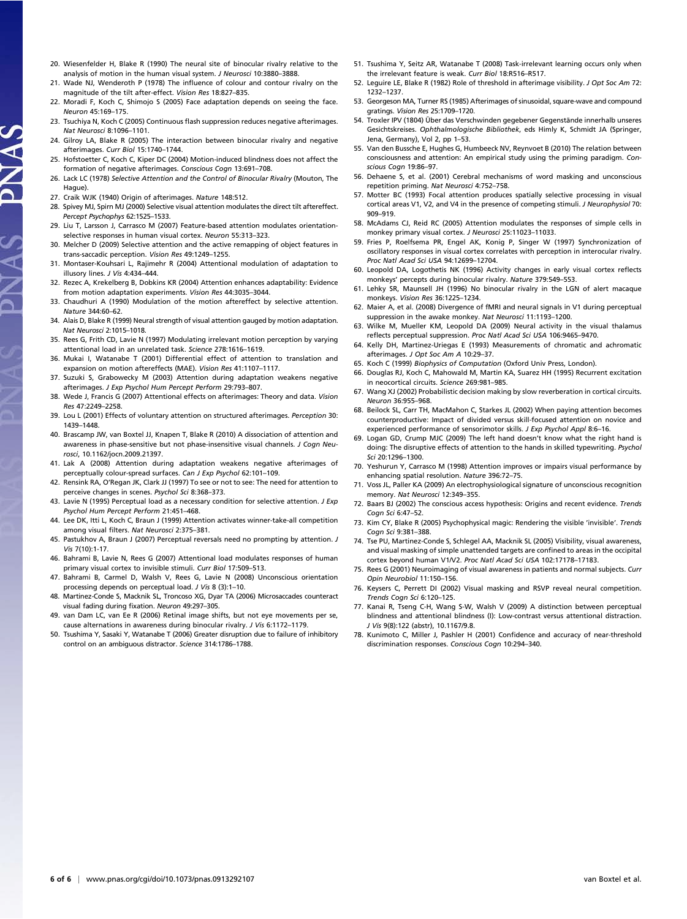20. Wiesenfelder H, Blake R (1990) The neural site of binocular rivalry relative to the analysis of motion in the human visual system. *J Neurosci* 10:3880–3888.
21. Wade NJ, Wenderoth P (1978) The influence of colour and contour rivalry on the magnitude of the tilt after-effect. *Vision Res* 18:827–835.
22. Moradi F, Koch C, Shimojo S (2005) Face adaptation depends on seeing the face. *Neuron* 45:169–175.
23. Tsuchiya N, Koch C (2005) Continuous flash suppression reduces negative afterimages. *Nat Neurosci* 8:1096–1101.
24. Gilroy LA, Blake R (2005) The interaction between binocular rivalry and negative afterimages. *Curr Biol* 15:1740–1744.
25. Hofstoetter C, Koch C, Kiper DC (2004) Motion-induced blindness does not affect the formation of negative afterimages. *Conscious Cogn* 13:691–708.
26. Lack LC (1978) *Selective Attention and the Control of Binocular Rivalry* (Mouton, The Hague).
27. Craik WJK (1940) Origin of afterimages. *Nature* 148:512.
28. Spivey MJ, Spirn MJ (2000) Selective visual attention modulates the direct tilt aftereffect. *Percept Psychophys* 62:1525–1533.
29. Liu T, Larsson J, Carrasco M (2007) Feature-based attention modulates orientation-selective responses in human visual cortex. *Neuron* 55:313–323.
30. Melcher D (2009) Selective attention and the active remapping of object features in trans-saccadic perception. *Vision Res* 49:1249–1255.
31. Montaser-Kouhsari L, Rajimehr R (2004) Attentional modulation of adaptation to illusory lines. *J Vis* 4:434–444.
32. Rezec A, Krekelberg B, Dobkins KR (2004) Attention enhances adaptability: Evidence from motion adaptation experiments. *Vision Res* 44:3035–3044.
33. Chaudhuri A (1990) Modulation of the motion aftereffect by selective attention. *Nature* 344:60–62.
34. Alais D, Blake R (1999) Neural strength of visual attention gauged by motion adaptation. *Nat Neurosci* 2:1015–1018.
35. Rees G, Frith CD, Lavie N (1997) Modulating irrelevant motion perception by varying attentional load in an unrelated task. *Science* 278:1616–1619.
36. Mukai I, Watanabe T (2001) Differential effect of attention to translation and expansion on motion aftereffects (MAE). *Vision Res* 41:1107–1117.
37. Suzuki S, Grabowecky M (2003) Attention during adaptation weakens negative afterimages. *J Exp Psychol Hum Percept Perform* 29:793–807.
38. Wede J, Francis G (2007) Attentional effects on afterimages: Theory and data. *Vision Res* 47:2249–2258.
39. Lou L (2001) Effects of voluntary attention on structured afterimages. *Perception* 30: 1439–1448.
40. Brascamp JW, van Boxtel JJ, Knapen T, Blake R (2010) A dissociation of attention and awareness in phase-sensitive but not phase-insensitive visual channels. *J Cogn Neurosci*, 10.1162/jocn.2009.21397.
41. Lak A (2008) Attention during adaptation weakens negative afterimages of perceptually colour-spread surfaces. *Can J Exp Psychol* 62:101–109.
42. Rensink RA, O'Regan JK, Clark JJ (1997) To see or not to see: The need for attention to perceive changes in scenes. *Psychol Sci* 8:368–373.
43. Lavie N (1995) Perceptual load as a necessary condition for selective attention. *J Exp Psychol Hum Percept Perform* 21:451–468.
44. Lee DK, Itti L, Koch C, Braun J (1999) Attention activates winner-take-all competition among visual filters. *Nat Neurosci* 2:375–381.
45. Pastukhov A, Braun J (2007) Perceptual reversals need no prompting by attention. *J Vis* 7(10):1-17.
46. Bahrami B, Lavie N, Rees G (2007) Attentional load modulates responses of human primary visual cortex to invisible stimuli. *Curr Biol* 17:509–513.
47. Bahrami B, Carmel D, Walsh V, Rees G, Lavie N (2008) Unconscious orientation processing depends on perceptual load. *J Vis* 8 (3):1–10.
48. Martinez-Conde S, Macknik SL, Troncoso XG, Dyar TA (2006) Microsaccades counteract visual fading during fixation. *Neuron* 49:297–305.
49. van Dam LC, van Ee R (2006) Retinal image shifts, but not eye movements per se, cause alternations in awareness during binocular rivalry. *J Vis* 6:1172–1179.
50. Tsushima Y, Sasaki Y, Watanabe T (2006) Greater disruption due to failure of inhibitory control on an ambiguous distractor. *Science* 314:1786–1788.
51. Tsushima Y, Seitz AR, Watanabe T (2008) Task-irrelevant learning occurs only when the irrelevant feature is weak. *Curr Biol* 18:R516–R517.
52. Leguire LE, Blake R (1982) Role of threshold in afterimage visibility. *J Opt Soc Am* 72: 1232–1237.
53. Georgeson MA, Turner RS (1985) Afterimages of sinusoidal, square-wave and compound gratings. *Vision Res* 25:1709–1720.
54. Troxler IPV (1804) Über das Verschwinden gegebener Gegenstände innerhalb unseres Gesichtskreises. *Ophthalmologische Bibliothek*, eds Himly K, Schmidt JA (Springer, Jena, Germany), Vol 2, pp 1–53.
55. Van den Bussche E, Hughes G, Humbeeck NV, Reynvoet B (2010) The relation between consciousness and attention: An empirical study using the priming paradigm. *Conscious Cogn* 19:86–97.
56. Dehaene S, et al. (2001) Cerebral mechanisms of word masking and unconscious repetition priming. *Nat Neurosci* 4:752–758.
57. Motter BC (1993) Focal attention produces spatially selective processing in visual cortical areas V1, V2, and V4 in the presence of competing stimuli. *J Neurophysiol* 70: 909–919.
58. McAdams CJ, Reid RC (2005) Attention modulates the responses of simple cells in monkey primary visual cortex. *J Neurosci* 25:11023–11033.
59. Fries P, Roelfsema PR, Engel AK, Konig P, Singer W (1997) Synchronization of oscillatory responses in visual cortex correlates with perception in interocular rivalry. *Proc Natl Acad Sci USA* 94:12699–12704.
60. Leopold DA, Logothetis NK (1996) Activity changes in early visual cortex reflects monkeys' percepts during binocular rivalry. *Nature* 379:549–553.
61. Lehky SR, Maunsell JH (1996) No binocular rivalry in the LGN of alert macaque monkeys. *Vision Res* 36:1225–1234.
62. Maier A, et al. (2008) Divergence of fMRI and neural signals in V1 during perceptual suppression in the awake monkey. *Nat Neurosci* 11:1193–1200.
63. Wilke M, Mueller KM, Leopold DA (2009) Neural activity in the visual thalamus reflects perceptual suppression. *Proc Natl Acad Sci USA* 106:9465–9470.
64. Kelly DH, Martinez-Uriegas E (1993) Measurements of chromatic and achromatic afterimages. *J Opt Soc Am A* 10:29–37.
65. Koch C (1999) *Biophysics of Computation* (Oxford Univ Press, London).
66. Douglas RJ, Koch C, Mahowald M, Martin KA, Suarez HH (1995) Recurrent excitation in neocortical circuits. *Science* 269:981–985.
67. Wang XJ (2002) Probabilistic decision making by slow reverberation in cortical circuits. *Neuron* 36:955–968.
68. Beilock SL, Carr TH, MacMahon C, Starkes JL (2002) When paying attention becomes counterproductive: Impact of divided versus skill-focused attention on novice and experienced performance of sensorimotor skills. *J Exp Psychol Appl* 8:6–16.
69. Logan GD, Crump MJC (2009) The left hand doesn't know what the right hand is doing: The disruptive effects of attention to the hands in skilled typewriting. *Psychol Sci* 20:1296–1300.
70. Yeshurun Y, Carrasco M (1998) Attention improves or impairs visual performance by enhancing spatial resolution. *Nature* 396:72–75.
71. Voss JL, Paller KA (2009) An electrophysiological signature of unconscious recognition memory. *Nat Neurosci* 12:349–355.
72. Baars BJ (2002) The conscious access hypothesis: Origins and recent evidence. *Trends Cogn Sci* 6:47–52.
73. Kim CY, Blake R (2005) Psychophysical magic: Rendering the visible 'invisible'. *Trends Cogn Sci* 9:381–388.
74. Tse PU, Martinez-Conde S, Schlegel AA, Macknik SL (2005) Visibility, visual awareness, and visual masking of simple unattended targets are confined to areas in the occipital cortex beyond human V1/V2. *Proc Natl Acad Sci USA* 102:17178–17183.
75. Rees G (2001) Neuroimaging of visual awareness in patients and normal subjects. *Curr Opin Neurobiol* 11:150–156.
76. Keysers C, Perrett DI (2002) Visual masking and RSVP reveal neural competition. *Trends Cogn Sci* 6:120–125.
77. Kanai R, Tseng C-H, Wang S-W, Walsh V (2009) A distinction between perceptual blindness and attentional blindness (I): Low-contrast versus attentional distraction. *J Vis* 9(8):122 (abstr), 10.1167/9.8.
78. Kunimoto C, Miller J, Pashler H (2001) Confidence and accuracy of near-threshold discrimination responses. *Conscious Cogn* 10:294–340.